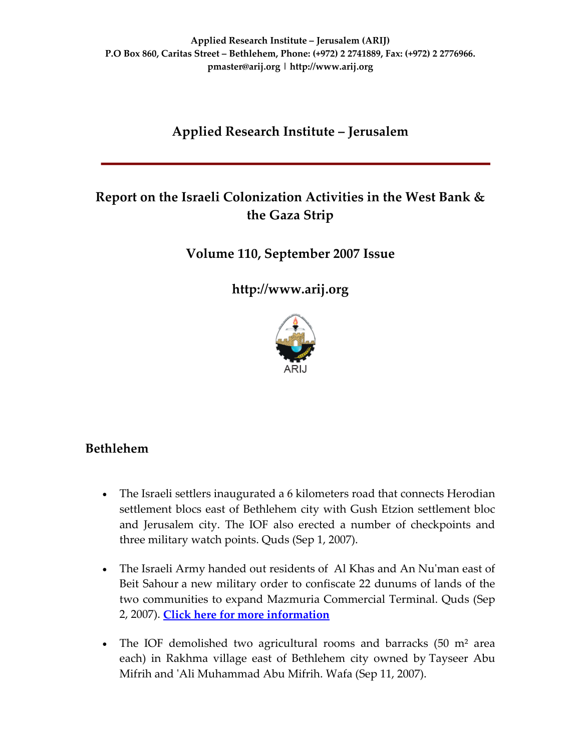**Applied Research Institute – Jerusalem (ARIJ)**
**P.O Box 860, Caritas Street – Bethlehem, Phone: (+972) 2 2741889, Fax: (+972) 2 2776966.**
**pmaster@arij.org | http://www.arij.org**

# Applied Research Institute – Jerusalem

## Report on the Israeli Colonization Activities in the West Bank & the Gaza Strip

## Volume 110, September 2007 Issue

## http://www.arij.org

ARIJ

## Bethlehem

- The Israeli settlers inaugurated a 6 kilometers road that connects Herodian settlement blocs east of Bethlehem city with Gush Etzion settlement bloc and Jerusalem city. The IOF also erected a number of checkpoints and three military watch points. Quds (Sep 1, 2007).

- The Israeli Army handed out residents of Al Khas and An Nu'man east of Beit Sahour a new military order to confiscate 22 dunums of lands of the two communities to expand Mazmuria Commercial Terminal. Quds (Sep 2, 2007). **Click here for more information**

- The IOF demolished two agricultural rooms and barracks (50 m² area each) in Rakhma village east of Bethlehem city owned by Tayseer Abu Mifrih and 'Ali Muhammad Abu Mifrih. Wafa (Sep 11, 2007).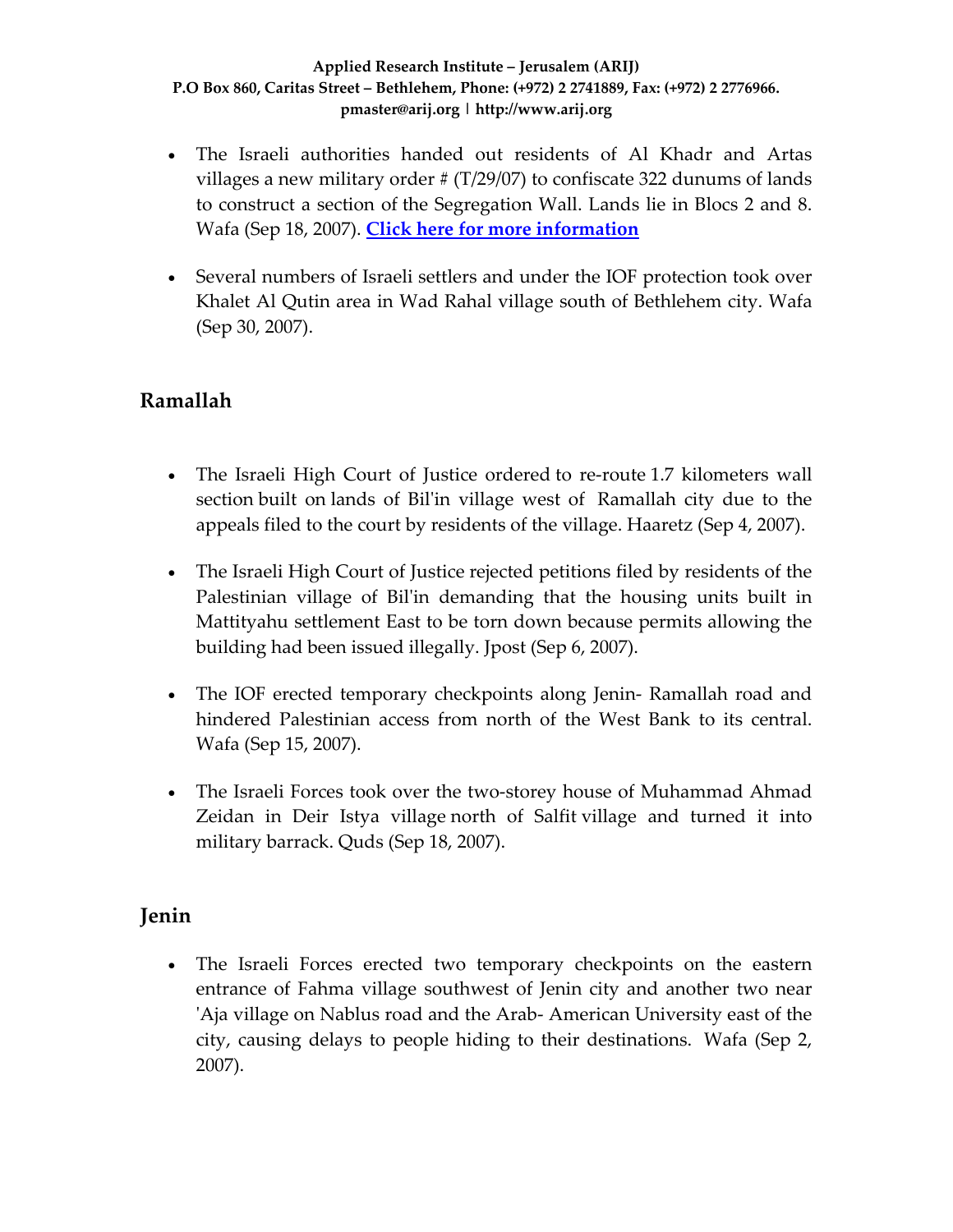- The Israeli authorities handed out residents of Al Khadr and Artas villages a new military order # (T/29/07) to confiscate 322 dunums of lands to construct a section of the Segregation Wall. Lands lie in Blocs 2 and 8. Wafa (Sep 18, 2007). **Click here for more information**

- Several numbers of Israeli settlers and under the IOF protection took over Khalet Al Qutin area in Wad Rahal village south of Bethlehem city. Wafa (Sep 30, 2007).

## Ramallah

- The Israeli High Court of Justice ordered to re-route 1.7 kilometers wall section built on lands of Bil'in village west of Ramallah city due to the appeals filed to the court by residents of the village. Haaretz (Sep 4, 2007).

- The Israeli High Court of Justice rejected petitions filed by residents of the Palestinian village of Bil'in demanding that the housing units built in Mattityahu settlement East to be torn down because permits allowing the building had been issued illegally. Jpost (Sep 6, 2007).

- The IOF erected temporary checkpoints along Jenin- Ramallah road and hindered Palestinian access from north of the West Bank to its central. Wafa (Sep 15, 2007).

- The Israeli Forces took over the two-storey house of Muhammad Ahmad Zeidan in Deir Istya village north of Salfit village and turned it into military barrack. Quds (Sep 18, 2007).

## Jenin

- The Israeli Forces erected two temporary checkpoints on the eastern entrance of Fahma village southwest of Jenin city and another two near 'Aja village on Nablus road and the Arab- American University east of the city, causing delays to people hiding to their destinations. Wafa (Sep 2, 2007).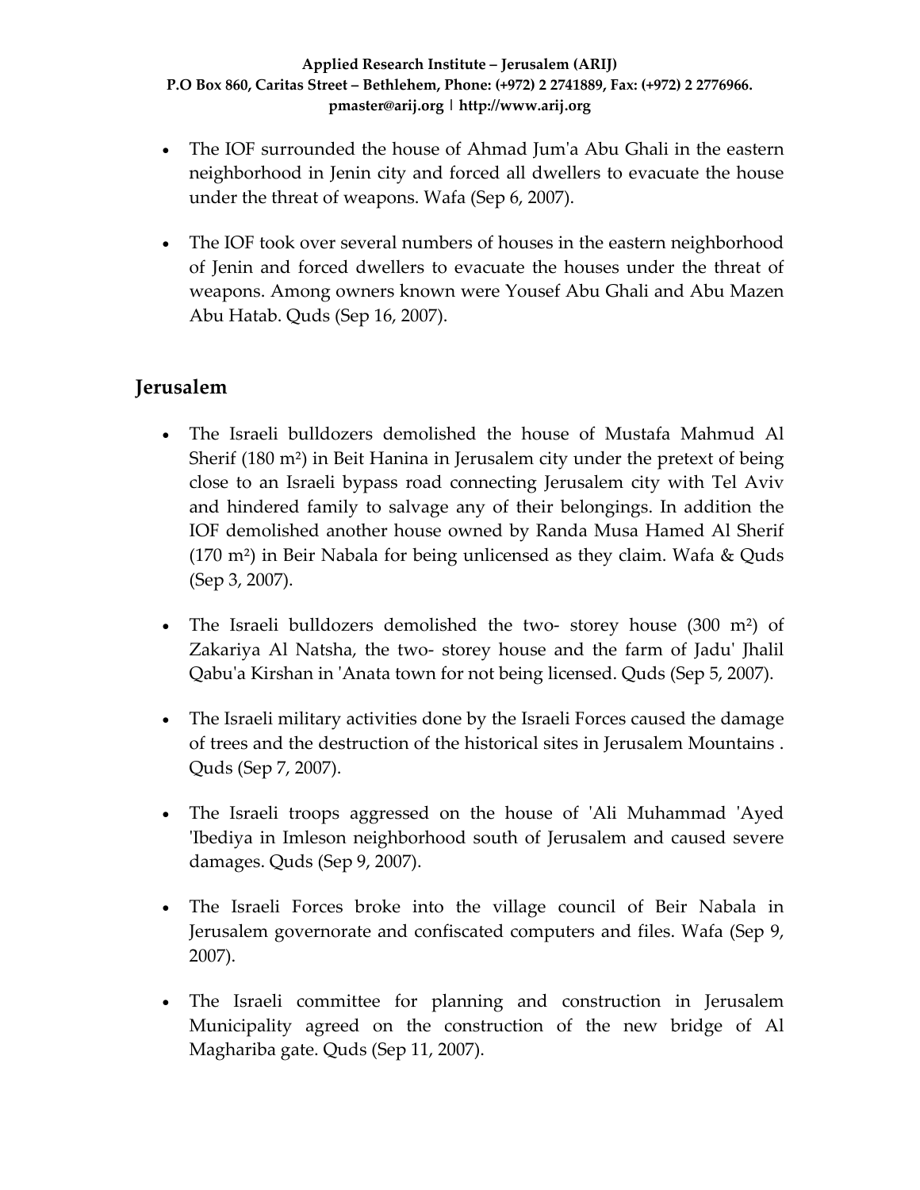- The IOF surrounded the house of Ahmad Jum'a Abu Ghali in the eastern neighborhood in Jenin city and forced all dwellers to evacuate the house under the threat of weapons. Wafa (Sep 6, 2007).

- The IOF took over several numbers of houses in the eastern neighborhood of Jenin and forced dwellers to evacuate the houses under the threat of weapons. Among owners known were Yousef Abu Ghali and Abu Mazen Abu Hatab. Quds (Sep 16, 2007).

## Jerusalem

- The Israeli bulldozers demolished the house of Mustafa Mahmud Al Sherif (180 m²) in Beit Hanina in Jerusalem city under the pretext of being close to an Israeli bypass road connecting Jerusalem city with Tel Aviv and hindered family to salvage any of their belongings. In addition the IOF demolished another house owned by Randa Musa Hamed Al Sherif (170 m²) in Beir Nabala for being unlicensed as they claim. Wafa & Quds (Sep 3, 2007).

- The Israeli bulldozers demolished the two- storey house (300 m²) of Zakariya Al Natsha, the two- storey house and the farm of Jadu' Jhalil Qabu'a Kirshan in 'Anata town for not being licensed. Quds (Sep 5, 2007).

- The Israeli military activities done by the Israeli Forces caused the damage of trees and the destruction of the historical sites in Jerusalem Mountains . Quds (Sep 7, 2007).

- The Israeli troops aggressed on the house of 'Ali Muhammad 'Ayed 'Ibediya in Imleson neighborhood south of Jerusalem and caused severe damages. Quds (Sep 9, 2007).

- The Israeli Forces broke into the village council of Beir Nabala in Jerusalem governorate and confiscated computers and files. Wafa (Sep 9, 2007).

- The Israeli committee for planning and construction in Jerusalem Municipality agreed on the construction of the new bridge of Al Maghariba gate. Quds (Sep 11, 2007).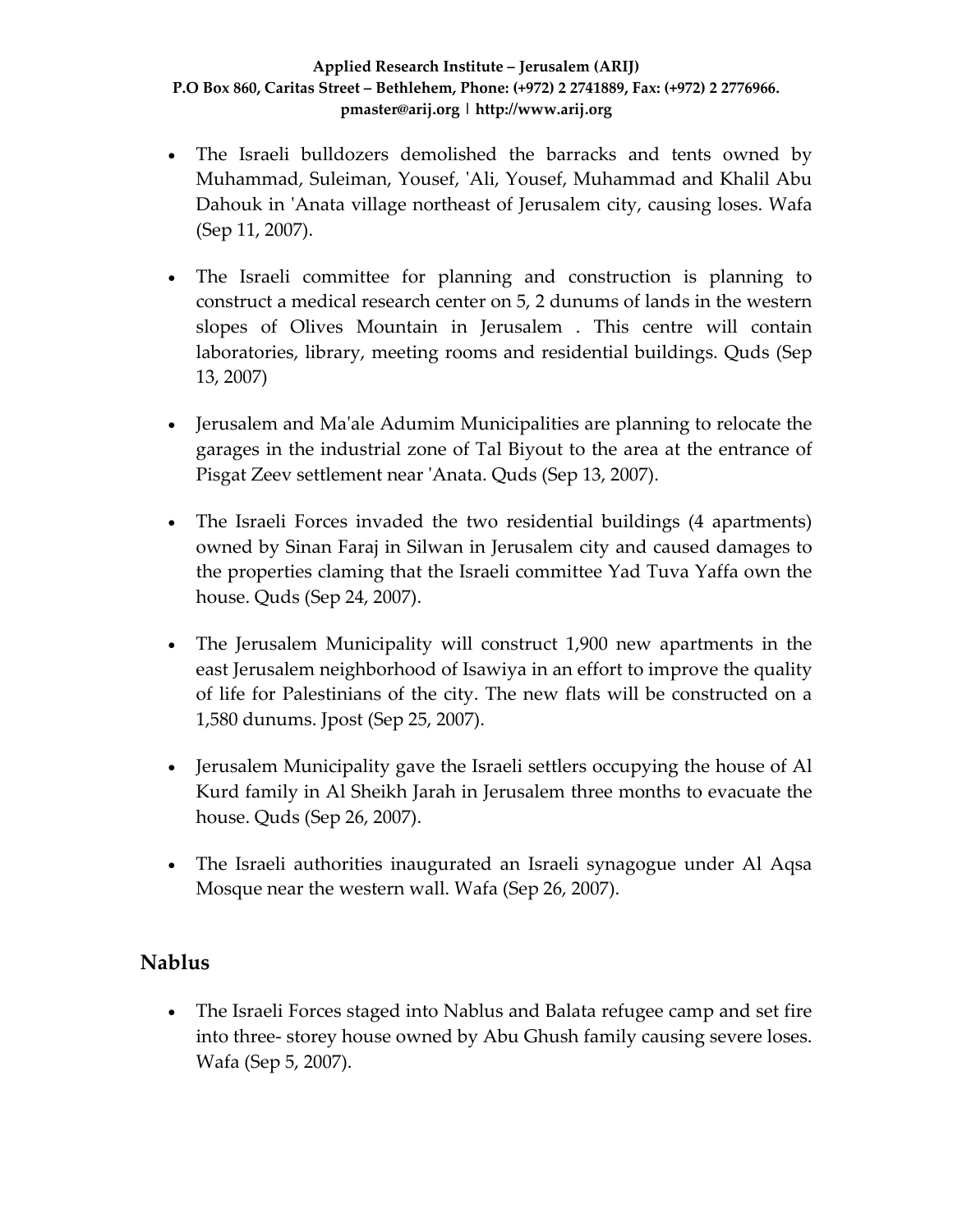- The Israeli bulldozers demolished the barracks and tents owned by Muhammad, Suleiman, Yousef, 'Ali, Yousef, Muhammad and Khalil Abu Dahouk in 'Anata village northeast of Jerusalem city, causing loses. Wafa (Sep 11, 2007).

- The Israeli committee for planning and construction is planning to construct a medical research center on 5, 2 dunums of lands in the western slopes of Olives Mountain in Jerusalem . This centre will contain laboratories, library, meeting rooms and residential buildings. Quds (Sep 13, 2007)

- Jerusalem and Ma'ale Adumim Municipalities are planning to relocate the garages in the industrial zone of Tal Biyout to the area at the entrance of Pisgat Zeev settlement near 'Anata. Quds (Sep 13, 2007).

- The Israeli Forces invaded the two residential buildings (4 apartments) owned by Sinan Faraj in Silwan in Jerusalem city and caused damages to the properties claming that the Israeli committee Yad Tuva Yaffa own the house. Quds (Sep 24, 2007).

- The Jerusalem Municipality will construct 1,900 new apartments in the east Jerusalem neighborhood of Isawiya in an effort to improve the quality of life for Palestinians of the city. The new flats will be constructed on a 1,580 dunums. Jpost (Sep 25, 2007).

- Jerusalem Municipality gave the Israeli settlers occupying the house of Al Kurd family in Al Sheikh Jarah in Jerusalem three months to evacuate the house. Quds (Sep 26, 2007).

- The Israeli authorities inaugurated an Israeli synagogue under Al Aqsa Mosque near the western wall. Wafa (Sep 26, 2007).

## Nablus

- The Israeli Forces staged into Nablus and Balata refugee camp and set fire into three- storey house owned by Abu Ghush family causing severe loses. Wafa (Sep 5, 2007).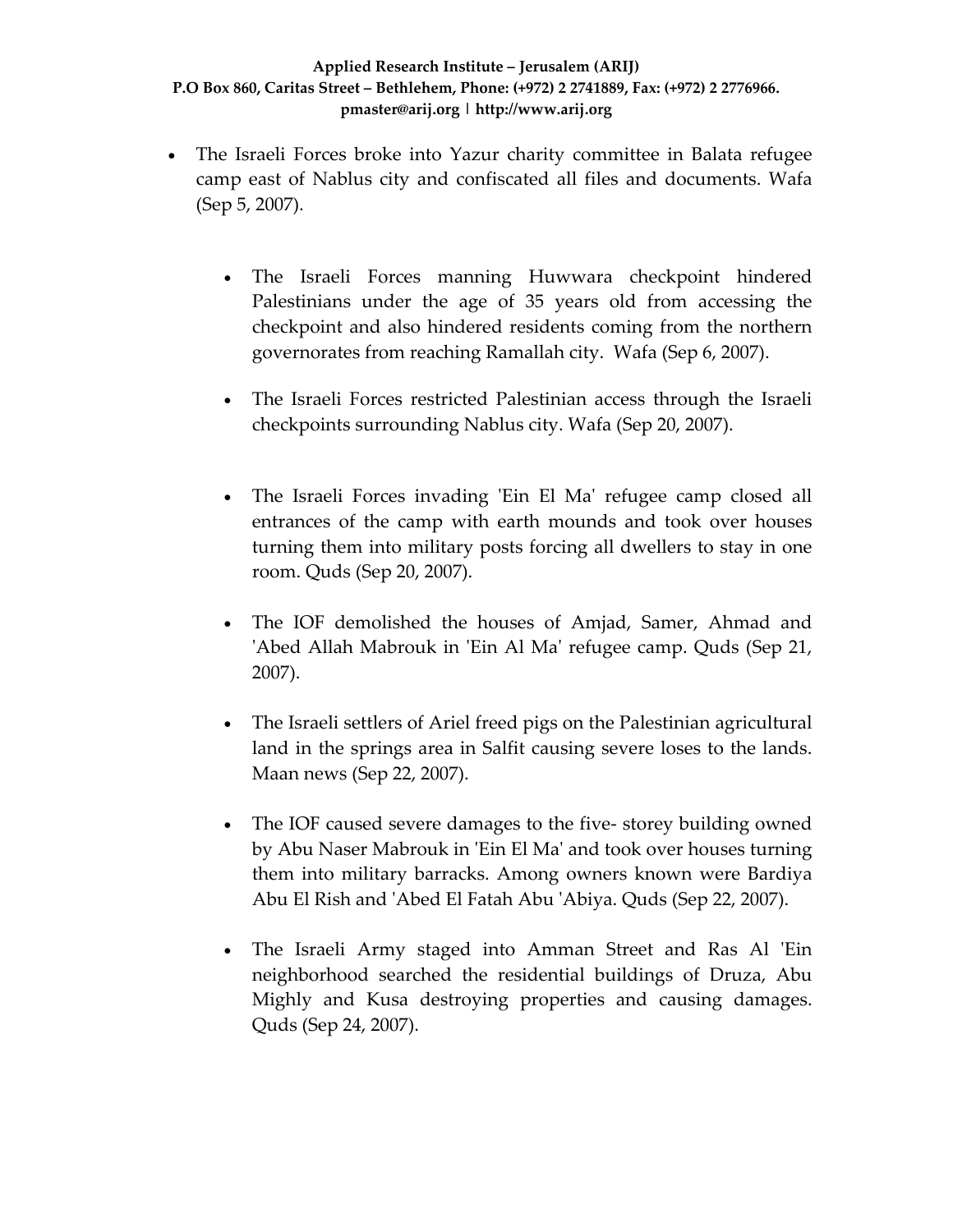- The Israeli Forces broke into Yazur charity committee in Balata refugee camp east of Nablus city and confiscated all files and documents. Wafa (Sep 5, 2007).

  - The Israeli Forces manning Huwwara checkpoint hindered Palestinians under the age of 35 years old from accessing the checkpoint and also hindered residents coming from the northern governorates from reaching Ramallah city. Wafa (Sep 6, 2007).

  - The Israeli Forces restricted Palestinian access through the Israeli checkpoints surrounding Nablus city. Wafa (Sep 20, 2007).

  - The Israeli Forces invading 'Ein El Ma' refugee camp closed all entrances of the camp with earth mounds and took over houses turning them into military posts forcing all dwellers to stay in one room. Quds (Sep 20, 2007).

  - The IOF demolished the houses of Amjad, Samer, Ahmad and 'Abed Allah Mabrouk in 'Ein Al Ma' refugee camp. Quds (Sep 21, 2007).

  - The Israeli settlers of Ariel freed pigs on the Palestinian agricultural land in the springs area in Salfit causing severe loses to the lands. Maan news (Sep 22, 2007).

  - The IOF caused severe damages to the five- storey building owned by Abu Naser Mabrouk in 'Ein El Ma' and took over houses turning them into military barracks. Among owners known were Bardiya Abu El Rish and 'Abed El Fatah Abu 'Abiya. Quds (Sep 22, 2007).

  - The Israeli Army staged into Amman Street and Ras Al 'Ein neighborhood searched the residential buildings of Druza, Abu Mighly and Kusa destroying properties and causing damages. Quds (Sep 24, 2007).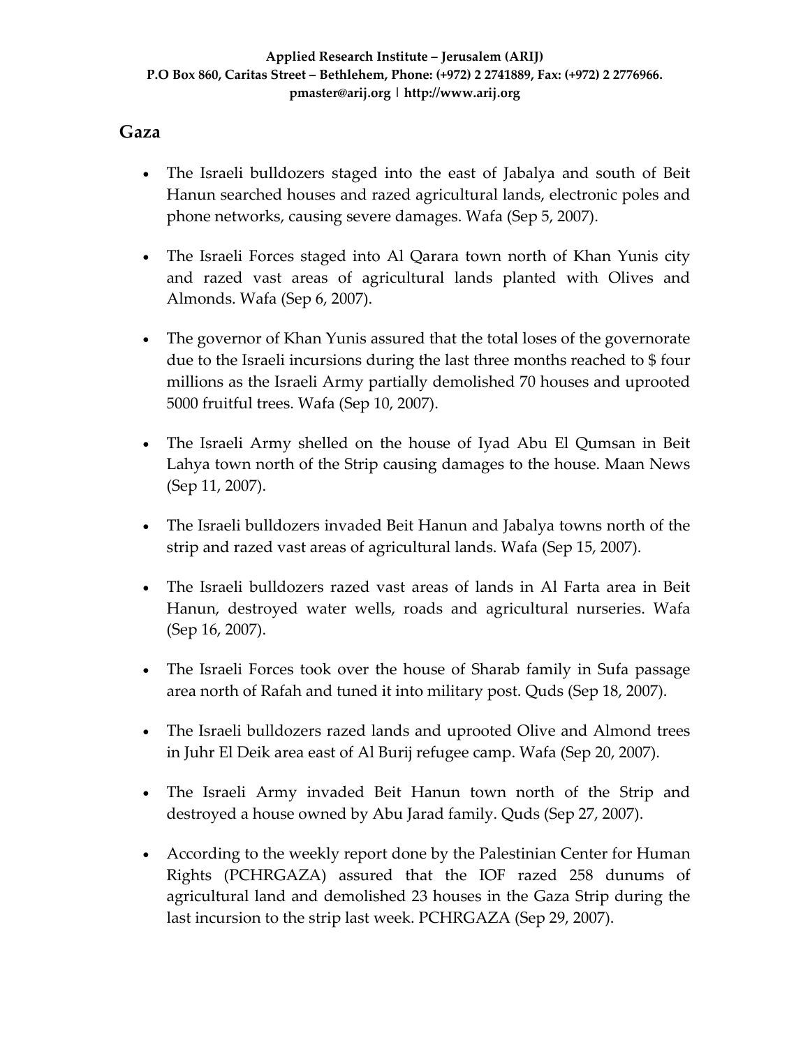## Gaza

- The Israeli bulldozers staged into the east of Jabalya and south of Beit Hanun searched houses and razed agricultural lands, electronic poles and phone networks, causing severe damages. Wafa (Sep 5, 2007).
- The Israeli Forces staged into Al Qarara town north of Khan Yunis city and razed vast areas of agricultural lands planted with Olives and Almonds. Wafa (Sep 6, 2007).
- The governor of Khan Yunis assured that the total loses of the governorate due to the Israeli incursions during the last three months reached to $ four millions as the Israeli Army partially demolished 70 houses and uprooted 5000 fruitful trees. Wafa (Sep 10, 2007).
- The Israeli Army shelled on the house of Iyad Abu El Qumsan in Beit Lahya town north of the Strip causing damages to the house. Maan News (Sep 11, 2007).
- The Israeli bulldozers invaded Beit Hanun and Jabalya towns north of the strip and razed vast areas of agricultural lands. Wafa (Sep 15, 2007).
- The Israeli bulldozers razed vast areas of lands in Al Farta area in Beit Hanun, destroyed water wells, roads and agricultural nurseries. Wafa (Sep 16, 2007).
- The Israeli Forces took over the house of Sharab family in Sufa passage area north of Rafah and tuned it into military post. Quds (Sep 18, 2007).
- The Israeli bulldozers razed lands and uprooted Olive and Almond trees in Juhr El Deik area east of Al Burij refugee camp. Wafa (Sep 20, 2007).
- The Israeli Army invaded Beit Hanun town north of the Strip and destroyed a house owned by Abu Jarad family. Quds (Sep 27, 2007).
- According to the weekly report done by the Palestinian Center for Human Rights (PCHRGAZA) assured that the IOF razed 258 dunums of agricultural land and demolished 23 houses in the Gaza Strip during the last incursion to the strip last week. PCHRGAZA (Sep 29, 2007).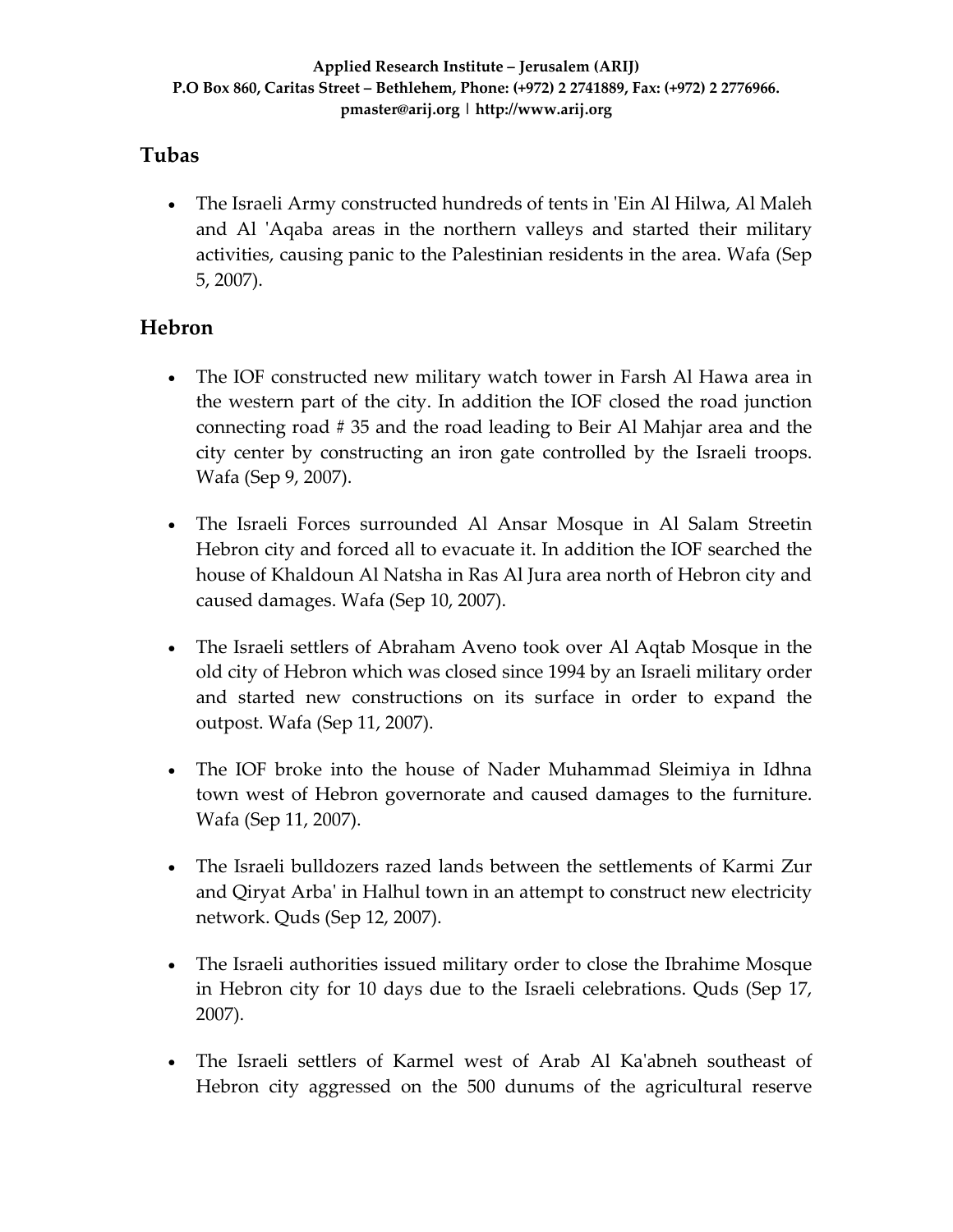## Tubas

- The Israeli Army constructed hundreds of tents in 'Ein Al Hilwa, Al Maleh and Al 'Aqaba areas in the northern valleys and started their military activities, causing panic to the Palestinian residents in the area. Wafa (Sep 5, 2007).

## Hebron

- The IOF constructed new military watch tower in Farsh Al Hawa area in the western part of the city. In addition the IOF closed the road junction connecting road # 35 and the road leading to Beir Al Mahjar area and the city center by constructing an iron gate controlled by the Israeli troops. Wafa (Sep 9, 2007).

- The Israeli Forces surrounded Al Ansar Mosque in Al Salam Streetin Hebron city and forced all to evacuate it. In addition the IOF searched the house of Khaldoun Al Natsha in Ras Al Jura area north of Hebron city and caused damages. Wafa (Sep 10, 2007).

- The Israeli settlers of Abraham Aveno took over Al Aqtab Mosque in the old city of Hebron which was closed since 1994 by an Israeli military order and started new constructions on its surface in order to expand the outpost. Wafa (Sep 11, 2007).

- The IOF broke into the house of Nader Muhammad Sleimiya in Idhna town west of Hebron governorate and caused damages to the furniture. Wafa (Sep 11, 2007).

- The Israeli bulldozers razed lands between the settlements of Karmi Zur and Qiryat Arba' in Halhul town in an attempt to construct new electricity network. Quds (Sep 12, 2007).

- The Israeli authorities issued military order to close the Ibrahime Mosque in Hebron city for 10 days due to the Israeli celebrations. Quds (Sep 17, 2007).

- The Israeli settlers of Karmel west of Arab Al Ka'abneh southeast of Hebron city aggressed on the 500 dunums of the agricultural reserve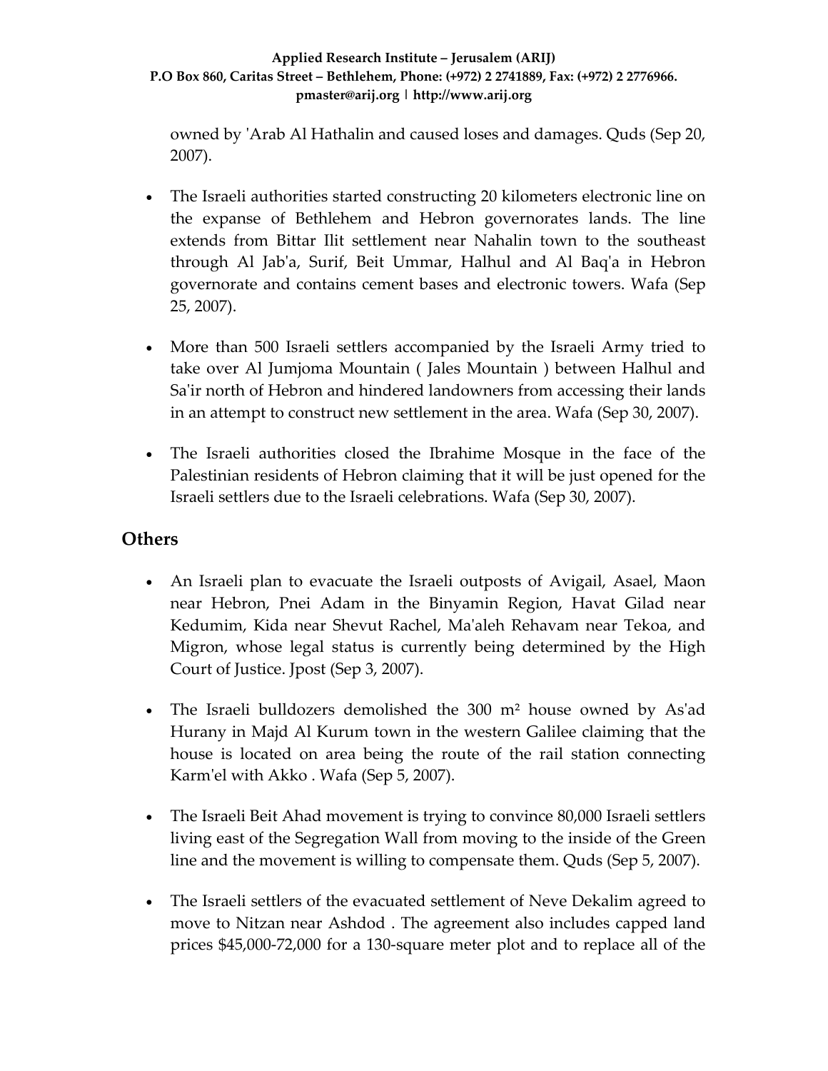owned by 'Arab Al Hathalin and caused loses and damages. Quds (Sep 20, 2007).

- The Israeli authorities started constructing 20 kilometers electronic line on the expanse of Bethlehem and Hebron governorates lands. The line extends from Bittar Ilit settlement near Nahalin town to the southeast through Al Jab'a, Surif, Beit Ummar, Halhul and Al Baq'a in Hebron governorate and contains cement bases and electronic towers. Wafa (Sep 25, 2007).

- More than 500 Israeli settlers accompanied by the Israeli Army tried to take over Al Jumjoma Mountain ( Jales Mountain ) between Halhul and Sa'ir north of Hebron and hindered landowners from accessing their lands in an attempt to construct new settlement in the area. Wafa (Sep 30, 2007).

- The Israeli authorities closed the Ibrahime Mosque in the face of the Palestinian residents of Hebron claiming that it will be just opened for the Israeli settlers due to the Israeli celebrations. Wafa (Sep 30, 2007).

## Others

- An Israeli plan to evacuate the Israeli outposts of Avigail, Asael, Maon near Hebron, Pnei Adam in the Binyamin Region, Havat Gilad near Kedumim, Kida near Shevut Rachel, Ma'aleh Rehavam near Tekoa, and Migron, whose legal status is currently being determined by the High Court of Justice. Jpost (Sep 3, 2007).

- The Israeli bulldozers demolished the 300 m² house owned by As'ad Hurany in Majd Al Kurum town in the western Galilee claiming that the house is located on area being the route of the rail station connecting Karm'el with Akko . Wafa (Sep 5, 2007).

- The Israeli Beit Ahad movement is trying to convince 80,000 Israeli settlers living east of the Segregation Wall from moving to the inside of the Green line and the movement is willing to compensate them. Quds (Sep 5, 2007).

- The Israeli settlers of the evacuated settlement of Neve Dekalim agreed to move to Nitzan near Ashdod . The agreement also includes capped land prices $45,000-72,000 for a 130-square meter plot and to replace all of the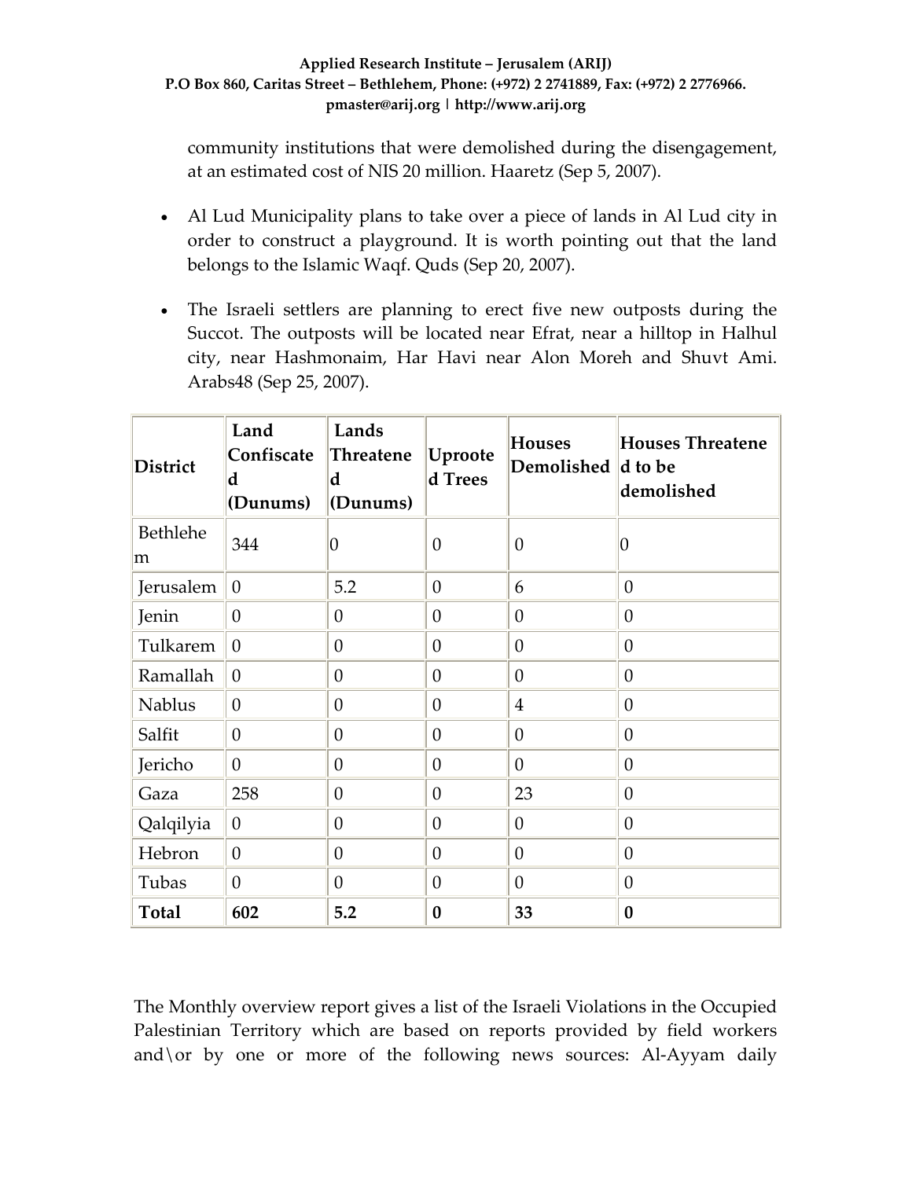community institutions that were demolished during the disengagement, at an estimated cost of NIS 20 million. Haaretz (Sep 5, 2007).

- Al Lud Municipality plans to take over a piece of lands in Al Lud city in order to construct a playground. It is worth pointing out that the land belongs to the Islamic Waqf. Quds (Sep 20, 2007).
- The Israeli settlers are planning to erect five new outposts during the Succot. The outposts will be located near Efrat, near a hilltop in Halhul city, near Hashmonaim, Har Havi near Alon Moreh and Shuvt Ami. Arabs48 (Sep 25, 2007).

| District | Land Confiscated (Dunums) | Lands Threatened (Dunums) | Uprooted Trees | Houses Demolished | Houses Threatened to be demolished |
|---|---|---|---|---|---|
| Bethlehem | 344 | 0 | 0 | 0 | 0 |
| Jerusalem | 0 | 5.2 | 0 | 6 | 0 |
| Jenin | 0 | 0 | 0 | 0 | 0 |
| Tulkarem | 0 | 0 | 0 | 0 | 0 |
| Ramallah | 0 | 0 | 0 | 0 | 0 |
| Nablus | 0 | 0 | 0 | 4 | 0 |
| Salfit | 0 | 0 | 0 | 0 | 0 |
| Jericho | 0 | 0 | 0 | 0 | 0 |
| Gaza | 258 | 0 | 0 | 23 | 0 |
| Qalqilyia | 0 | 0 | 0 | 0 | 0 |
| Hebron | 0 | 0 | 0 | 0 | 0 |
| Tubas | 0 | 0 | 0 | 0 | 0 |
| **Total** | **602** | **5.2** | **0** | **33** | **0** |

The Monthly overview report gives a list of the Israeli Violations in the Occupied Palestinian Territory which are based on reports provided by field workers and\or by one or more of the following news sources: Al-Ayyam daily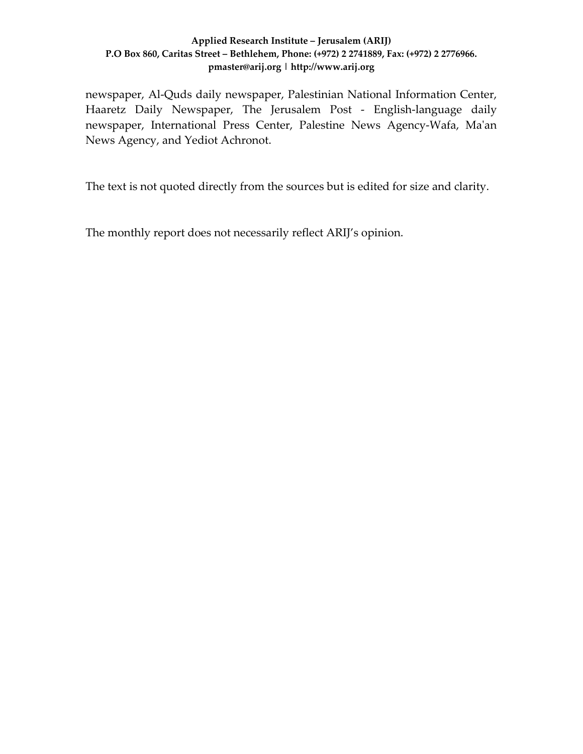newspaper, Al-Quds daily newspaper, Palestinian National Information Center, Haaretz Daily Newspaper, The Jerusalem Post - English-language daily newspaper, International Press Center, Palestine News Agency-Wafa, Ma'an News Agency, and Yediot Achronot.

The text is not quoted directly from the sources but is edited for size and clarity.

The monthly report does not necessarily reflect ARIJ's opinion.